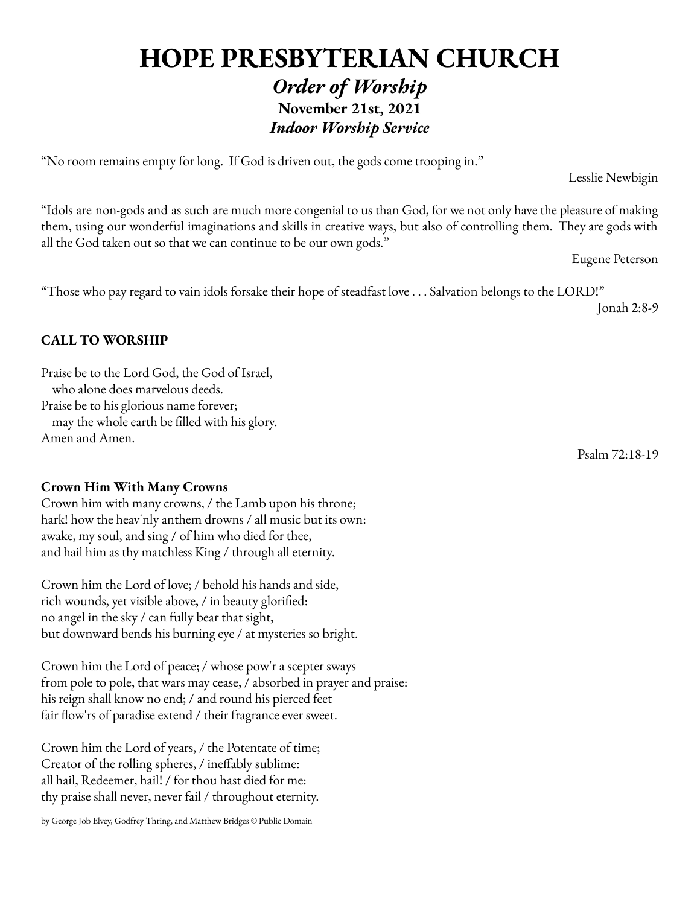# HOPE PRESBYTERIAN CHURCH

## *Order of Worship*

**November 21st, 2021**

***Indoor Worship Service***

"No room remains empty for long. If God is driven out, the gods come trooping in."

Lesslie Newbigin

"Idols are non-gods and as such are much more congenial to us than God, for we not only have the pleasure of making them, using our wonderful imaginations and skills in creative ways, but also of controlling them. They are gods with all the God taken out so that we can continue to be our own gods."

Eugene Peterson

"Those who pay regard to vain idols forsake their hope of steadfast love . . . Salvation belongs to the LORD!"

Jonah 2:8-9

**CALL TO WORSHIP**

Praise be to the Lord God, the God of Israel,
who alone does marvelous deeds.
Praise be to his glorious name forever;
may the whole earth be filled with his glory.
Amen and Amen.

Psalm 72:18-19

**Crown Him With Many Crowns**

Crown him with many crowns, / the Lamb upon his throne;
hark! how the heav'nly anthem drowns / all music but its own:
awake, my soul, and sing / of him who died for thee,
and hail him as thy matchless King / through all eternity.

Crown him the Lord of love; / behold his hands and side,
rich wounds, yet visible above, / in beauty glorified:
no angel in the sky / can fully bear that sight,
but downward bends his burning eye / at mysteries so bright.

Crown him the Lord of peace; / whose pow'r a scepter sways
from pole to pole, that wars may cease, / absorbed in prayer and praise:
his reign shall know no end; / and round his pierced feet
fair flow'rs of paradise extend / their fragrance ever sweet.

Crown him the Lord of years, / the Potentate of time;
Creator of the rolling spheres, / ineffably sublime:
all hail, Redeemer, hail! / for thou hast died for me:
thy praise shall never, never fail / throughout eternity.

by George Job Elvey, Godfrey Thring, and Matthew Bridges © Public Domain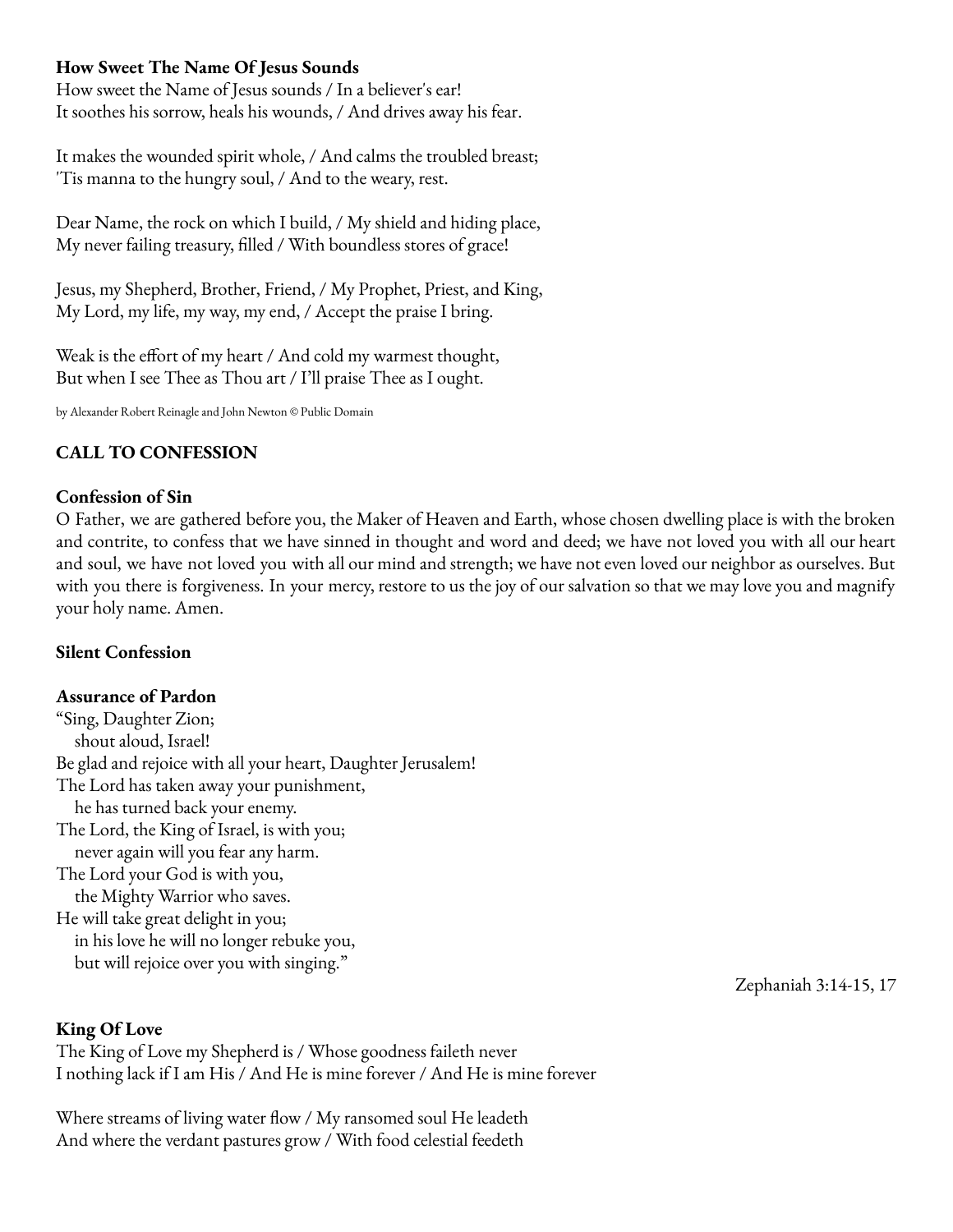**How Sweet The Name Of Jesus Sounds**
How sweet the Name of Jesus sounds / In a believer's ear!
It soothes his sorrow, heals his wounds, / And drives away his fear.

It makes the wounded spirit whole, / And calms the troubled breast;
'Tis manna to the hungry soul, / And to the weary, rest.

Dear Name, the rock on which I build, / My shield and hiding place,
My never failing treasury, filled / With boundless stores of grace!

Jesus, my Shepherd, Brother, Friend, / My Prophet, Priest, and King,
My Lord, my life, my way, my end, / Accept the praise I bring.

Weak is the effort of my heart / And cold my warmest thought,
But when I see Thee as Thou art / I'll praise Thee as I ought.

by Alexander Robert Reinagle and John Newton © Public Domain

**CALL TO CONFESSION**

**Confession of Sin**
O Father, we are gathered before you, the Maker of Heaven and Earth, whose chosen dwelling place is with the broken and contrite, to confess that we have sinned in thought and word and deed; we have not loved you with all our heart and soul, we have not loved you with all our mind and strength; we have not even loved our neighbor as ourselves. But with you there is forgiveness. In your mercy, restore to us the joy of our salvation so that we may love you and magnify your holy name. Amen.

**Silent Confession**

**Assurance of Pardon**
"Sing, Daughter Zion;
shout aloud, Israel!
Be glad and rejoice with all your heart, Daughter Jerusalem!
The Lord has taken away your punishment,
he has turned back your enemy.
The Lord, the King of Israel, is with you;
never again will you fear any harm.
The Lord your God is with you,
the Mighty Warrior who saves.
He will take great delight in you;
in his love he will no longer rebuke you,
but will rejoice over you with singing."

Zephaniah 3:14-15, 17

**King Of Love**
The King of Love my Shepherd is / Whose goodness faileth never
I nothing lack if I am His / And He is mine forever / And He is mine forever

Where streams of living water flow / My ransomed soul He leadeth
And where the verdant pastures grow / With food celestial feedeth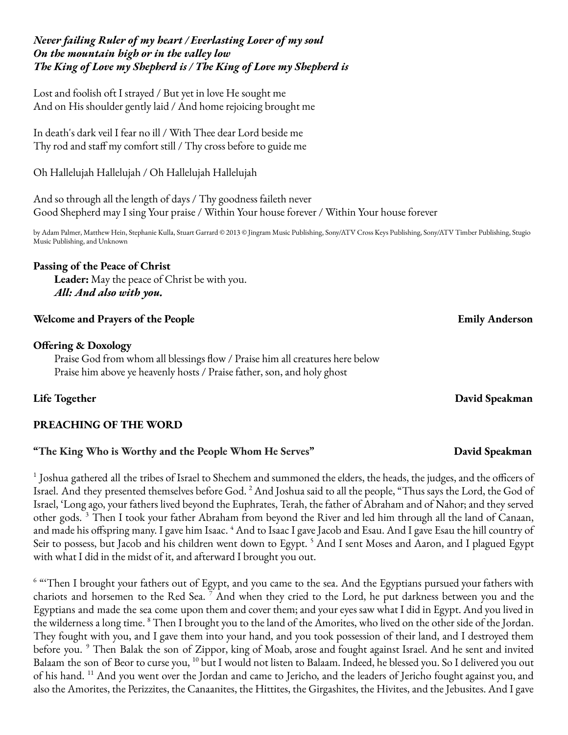***Never failing Ruler of my heart / Everlasting Lover of my soul***
***On the mountain high or in the valley low***
***The King of Love my Shepherd is / The King of Love my Shepherd is***

Lost and foolish oft I strayed / But yet in love He sought me
And on His shoulder gently laid / And home rejoicing brought me

In death's dark veil I fear no ill / With Thee dear Lord beside me
Thy rod and staff my comfort still / Thy cross before to guide me

Oh Hallelujah Hallelujah / Oh Hallelujah Hallelujah

And so through all the length of days / Thy goodness faileth never
Good Shepherd may I sing Your praise / Within Your house forever / Within Your house forever

by Adam Palmer, Matthew Hein, Stephanie Kulla, Stuart Garrard © 2013 © Jingram Music Publishing, Sony/ATV Cross Keys Publishing, Sony/ATV Timber Publishing, Stugio Music Publishing, and Unknown

**Passing of the Peace of Christ**

**Leader:** May the peace of Christ be with you.
***All: And also with you.***

**Welcome and Prayers of the People** — **Emily Anderson**

**Offering & Doxology**

Praise God from whom all blessings flow / Praise him all creatures here below
Praise him above ye heavenly hosts / Praise father, son, and holy ghost

**Life Together** — **David Speakman**

**PREACHING OF THE WORD**

**"The King Who is Worthy and the People Whom He Serves"** — **David Speakman**

[1] Joshua gathered all the tribes of Israel to Shechem and summoned the elders, the heads, the judges, and the officers of Israel. And they presented themselves before God. [2] And Joshua said to all the people, "Thus says the Lord, the God of Israel, 'Long ago, your fathers lived beyond the Euphrates, Terah, the father of Abraham and of Nahor; and they served other gods. [3] Then I took your father Abraham from beyond the River and led him through all the land of Canaan, and made his offspring many. I gave him Isaac. [4] And to Isaac I gave Jacob and Esau. And I gave Esau the hill country of Seir to possess, but Jacob and his children went down to Egypt. [5] And I sent Moses and Aaron, and I plagued Egypt with what I did in the midst of it, and afterward I brought you out.

[6] "'Then I brought your fathers out of Egypt, and you came to the sea. And the Egyptians pursued your fathers with chariots and horsemen to the Red Sea. [7] And when they cried to the Lord, he put darkness between you and the Egyptians and made the sea come upon them and cover them; and your eyes saw what I did in Egypt. And you lived in the wilderness a long time. [8] Then I brought you to the land of the Amorites, who lived on the other side of the Jordan. They fought with you, and I gave them into your hand, and you took possession of their land, and I destroyed them before you. [9] Then Balak the son of Zippor, king of Moab, arose and fought against Israel. And he sent and invited Balaam the son of Beor to curse you, [10] but I would not listen to Balaam. Indeed, he blessed you. So I delivered you out of his hand. [11] And you went over the Jordan and came to Jericho, and the leaders of Jericho fought against you, and also the Amorites, the Perizzites, the Canaanites, the Hittites, the Girgashites, the Hivites, and the Jebusites. And I gave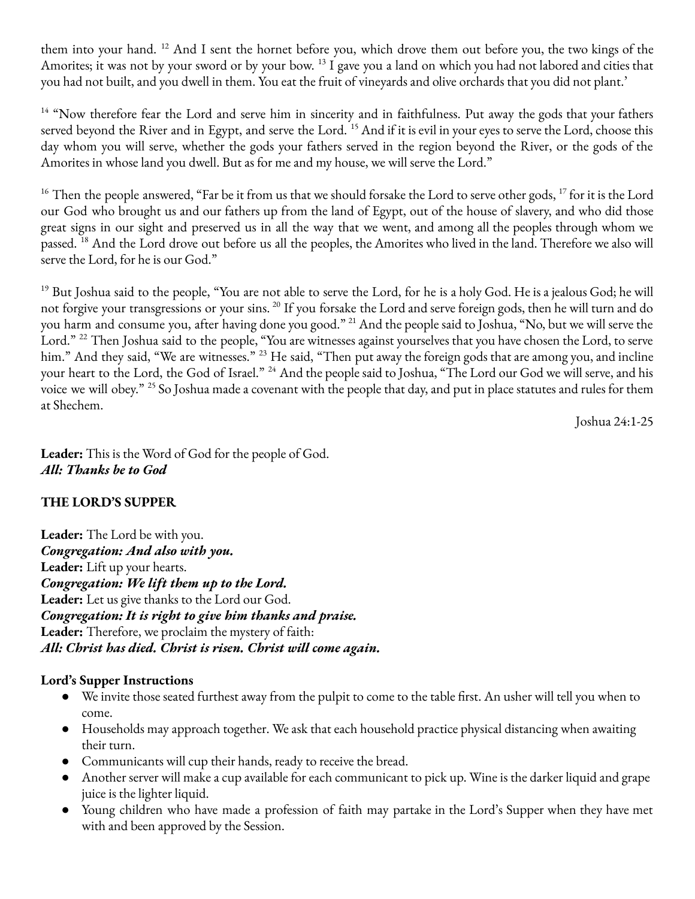them into your hand. [12] And I sent the hornet before you, which drove them out before you, the two kings of the Amorites; it was not by your sword or by your bow. [13] I gave you a land on which you had not labored and cities that you had not built, and you dwell in them. You eat the fruit of vineyards and olive orchards that you did not plant.'

[14] "Now therefore fear the Lord and serve him in sincerity and in faithfulness. Put away the gods that your fathers served beyond the River and in Egypt, and serve the Lord. [15] And if it is evil in your eyes to serve the Lord, choose this day whom you will serve, whether the gods your fathers served in the region beyond the River, or the gods of the Amorites in whose land you dwell. But as for me and my house, we will serve the Lord."

[16] Then the people answered, "Far be it from us that we should forsake the Lord to serve other gods, [17] for it is the Lord our God who brought us and our fathers up from the land of Egypt, out of the house of slavery, and who did those great signs in our sight and preserved us in all the way that we went, and among all the peoples through whom we passed. [18] And the Lord drove out before us all the peoples, the Amorites who lived in the land. Therefore we also will serve the Lord, for he is our God."

[19] But Joshua said to the people, "You are not able to serve the Lord, for he is a holy God. He is a jealous God; he will not forgive your transgressions or your sins. [20] If you forsake the Lord and serve foreign gods, then he will turn and do you harm and consume you, after having done you good." [21] And the people said to Joshua, "No, but we will serve the Lord." [22] Then Joshua said to the people, "You are witnesses against yourselves that you have chosen the Lord, to serve him." And they said, "We are witnesses." [23] He said, "Then put away the foreign gods that are among you, and incline your heart to the Lord, the God of Israel." [24] And the people said to Joshua, "The Lord our God we will serve, and his voice we will obey." [25] So Joshua made a covenant with the people that day, and put in place statutes and rules for them at Shechem.

Joshua 24:1-25

**Leader:** This is the Word of God for the people of God.
***All: Thanks be to God***

**THE LORD'S SUPPER**

**Leader:** The Lord be with you.
***Congregation: And also with you.***
**Leader:** Lift up your hearts.
***Congregation: We lift them up to the Lord.***
**Leader:** Let us give thanks to the Lord our God.
***Congregation: It is right to give him thanks and praise.***
**Leader:** Therefore, we proclaim the mystery of faith:
***All: Christ has died. Christ is risen. Christ will come again.***

**Lord's Supper Instructions**

- We invite those seated furthest away from the pulpit to come to the table first. An usher will tell you when to come.
- Households may approach together. We ask that each household practice physical distancing when awaiting their turn.
- Communicants will cup their hands, ready to receive the bread.
- Another server will make a cup available for each communicant to pick up. Wine is the darker liquid and grape juice is the lighter liquid.
- Young children who have made a profession of faith may partake in the Lord's Supper when they have met with and been approved by the Session.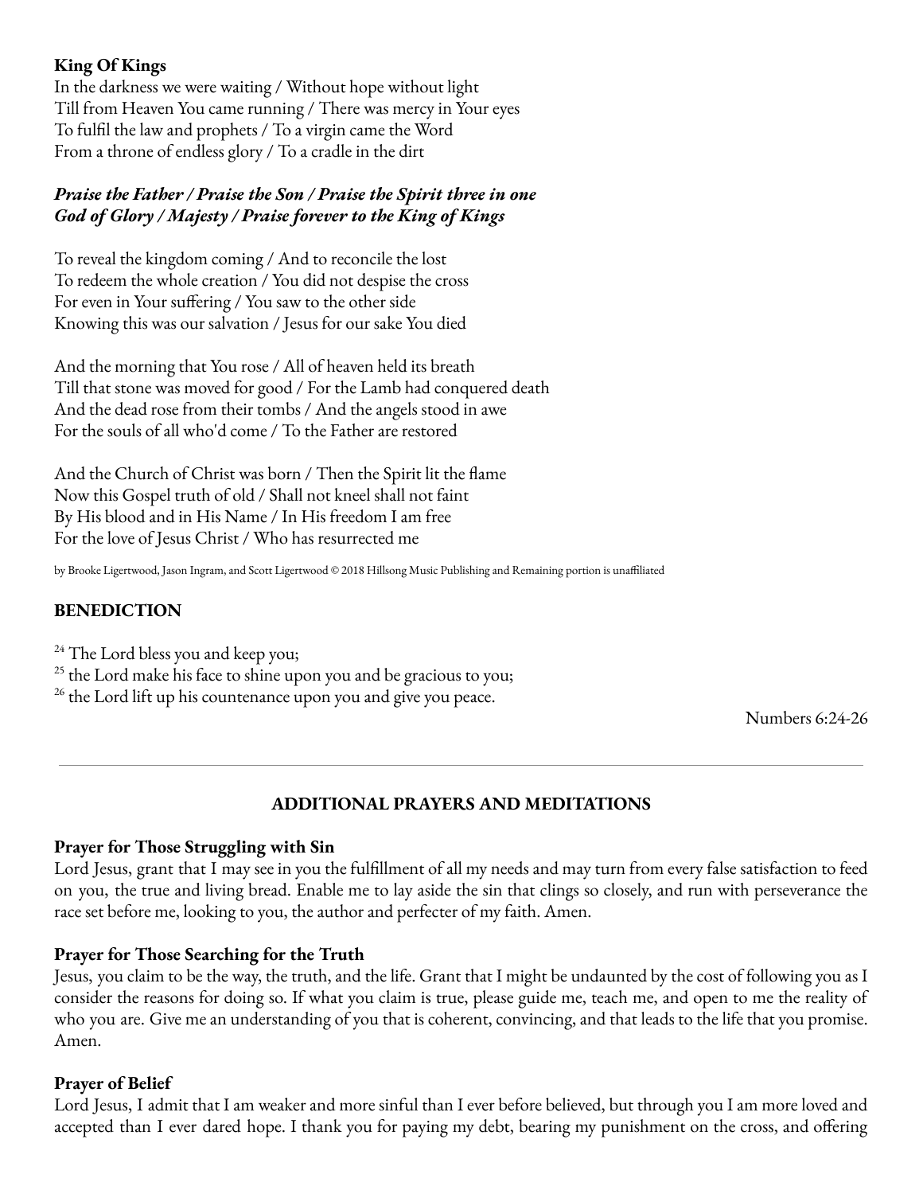**King Of Kings**
In the darkness we were waiting / Without hope without light
Till from Heaven You came running / There was mercy in Your eyes
To fulfil the law and prophets / To a virgin came the Word
From a throne of endless glory / To a cradle in the dirt

***Praise the Father / Praise the Son / Praise the Spirit three in one***
***God of Glory / Majesty / Praise forever to the King of Kings***

To reveal the kingdom coming / And to reconcile the lost
To redeem the whole creation / You did not despise the cross
For even in Your suffering / You saw to the other side
Knowing this was our salvation / Jesus for our sake You died

And the morning that You rose / All of heaven held its breath
Till that stone was moved for good / For the Lamb had conquered death
And the dead rose from their tombs / And the angels stood in awe
For the souls of all who'd come / To the Father are restored

And the Church of Christ was born / Then the Spirit lit the flame
Now this Gospel truth of old / Shall not kneel shall not faint
By His blood and in His Name / In His freedom I am free
For the love of Jesus Christ / Who has resurrected me

by Brooke Ligertwood, Jason Ingram, and Scott Ligertwood © 2018 Hillsong Music Publishing and Remaining portion is unaffiliated

## BENEDICTION

[24] The Lord bless you and keep you;
[25] the Lord make his face to shine upon you and be gracious to you;
[26] the Lord lift up his countenance upon you and give you peace.

Numbers 6:24-26

---

## ADDITIONAL PRAYERS AND MEDITATIONS

**Prayer for Those Struggling with Sin**
Lord Jesus, grant that I may see in you the fulfillment of all my needs and may turn from every false satisfaction to feed on you, the true and living bread. Enable me to lay aside the sin that clings so closely, and run with perseverance the race set before me, looking to you, the author and perfecter of my faith. Amen.

**Prayer for Those Searching for the Truth**
Jesus, you claim to be the way, the truth, and the life. Grant that I might be undaunted by the cost of following you as I consider the reasons for doing so. If what you claim is true, please guide me, teach me, and open to me the reality of who you are. Give me an understanding of you that is coherent, convincing, and that leads to the life that you promise. Amen.

**Prayer of Belief**
Lord Jesus, I admit that I am weaker and more sinful than I ever before believed, but through you I am more loved and accepted than I ever dared hope. I thank you for paying my debt, bearing my punishment on the cross, and offering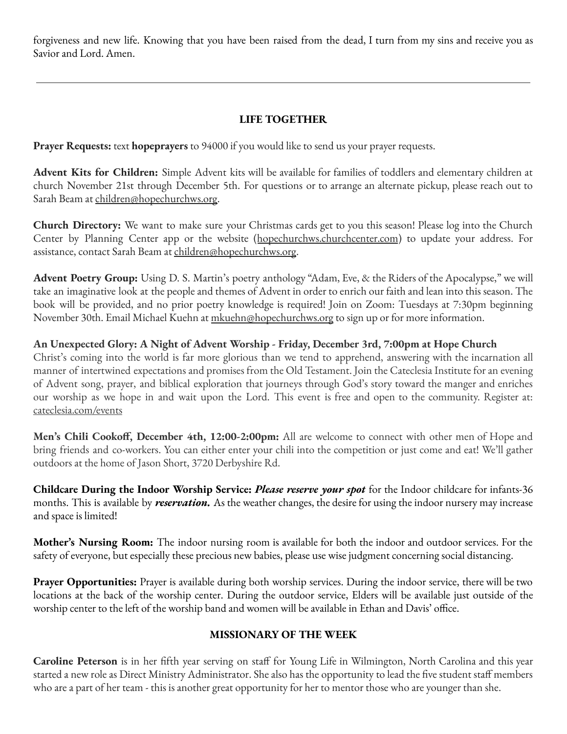forgiveness and new life. Knowing that you have been raised from the dead, I turn from my sins and receive you as Savior and Lord. Amen.

---

## LIFE TOGETHER

**Prayer Requests:** text **hopeprayers** to 94000 if you would like to send us your prayer requests.

**Advent Kits for Children:** Simple Advent kits will be available for families of toddlers and elementary children at church November 21st through December 5th. For questions or to arrange an alternate pickup, please reach out to Sarah Beam at children@hopechurchws.org.

**Church Directory:** We want to make sure your Christmas cards get to you this season! Please log into the Church Center by Planning Center app or the website (hopechurchws.churchcenter.com) to update your address. For assistance, contact Sarah Beam at children@hopechurchws.org.

**Advent Poetry Group:** Using D. S. Martin's poetry anthology "Adam, Eve, & the Riders of the Apocalypse," we will take an imaginative look at the people and themes of Advent in order to enrich our faith and lean into this season. The book will be provided, and no prior poetry knowledge is required! Join on Zoom: Tuesdays at 7:30pm beginning November 30th. Email Michael Kuehn at mkuehn@hopechurchws.org to sign up or for more information.

**An Unexpected Glory: A Night of Advent Worship - Friday, December 3rd, 7:00pm at Hope Church**
Christ's coming into the world is far more glorious than we tend to apprehend, answering with the incarnation all manner of intertwined expectations and promises from the Old Testament. Join the Cateclesia Institute for an evening of Advent song, prayer, and biblical exploration that journeys through God's story toward the manger and enriches our worship as we hope in and wait upon the Lord. This event is free and open to the community. Register at: cateclesia.com/events

**Men's Chili Cookoff, December 4th, 12:00-2:00pm:** All are welcome to connect with other men of Hope and bring friends and co-workers. You can either enter your chili into the competition or just come and eat! We'll gather outdoors at the home of Jason Short, 3720 Derbyshire Rd.

**Childcare During the Indoor Worship Service:** ***Please reserve your spot*** for the Indoor childcare for infants-36 months. This is available by ***reservation.*** As the weather changes, the desire for using the indoor nursery may increase and space is limited!

**Mother's Nursing Room:** The indoor nursing room is available for both the indoor and outdoor services. For the safety of everyone, but especially these precious new babies, please use wise judgment concerning social distancing.

**Prayer Opportunities:** Prayer is available during both worship services. During the indoor service, there will be two locations at the back of the worship center. During the outdoor service, Elders will be available just outside of the worship center to the left of the worship band and women will be available in Ethan and Davis' office.

## MISSIONARY OF THE WEEK

**Caroline Peterson** is in her fifth year serving on staff for Young Life in Wilmington, North Carolina and this year started a new role as Direct Ministry Administrator. She also has the opportunity to lead the five student staff members who are a part of her team - this is another great opportunity for her to mentor those who are younger than she.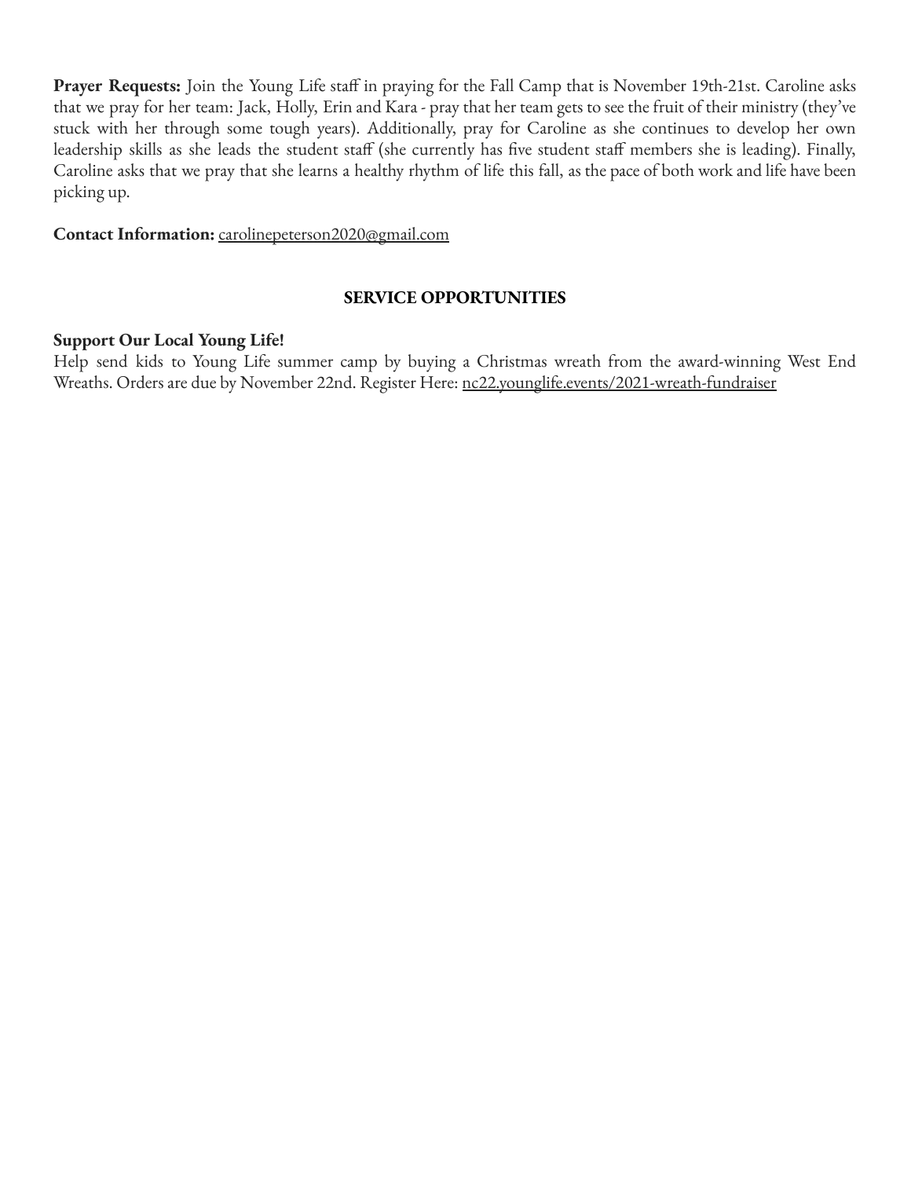**Prayer Requests:** Join the Young Life staff in praying for the Fall Camp that is November 19th-21st. Caroline asks that we pray for her team: Jack, Holly, Erin and Kara - pray that her team gets to see the fruit of their ministry (they've stuck with her through some tough years). Additionally, pray for Caroline as she continues to develop her own leadership skills as she leads the student staff (she currently has five student staff members she is leading). Finally, Caroline asks that we pray that she learns a healthy rhythm of life this fall, as the pace of both work and life have been picking up.

**Contact Information:** carolinepeterson2020@gmail.com

## SERVICE OPPORTUNITIES

**Support Our Local Young Life!**

Help send kids to Young Life summer camp by buying a Christmas wreath from the award-winning West End Wreaths. Orders are due by November 22nd. Register Here: nc22.younglife.events/2021-wreath-fundraiser